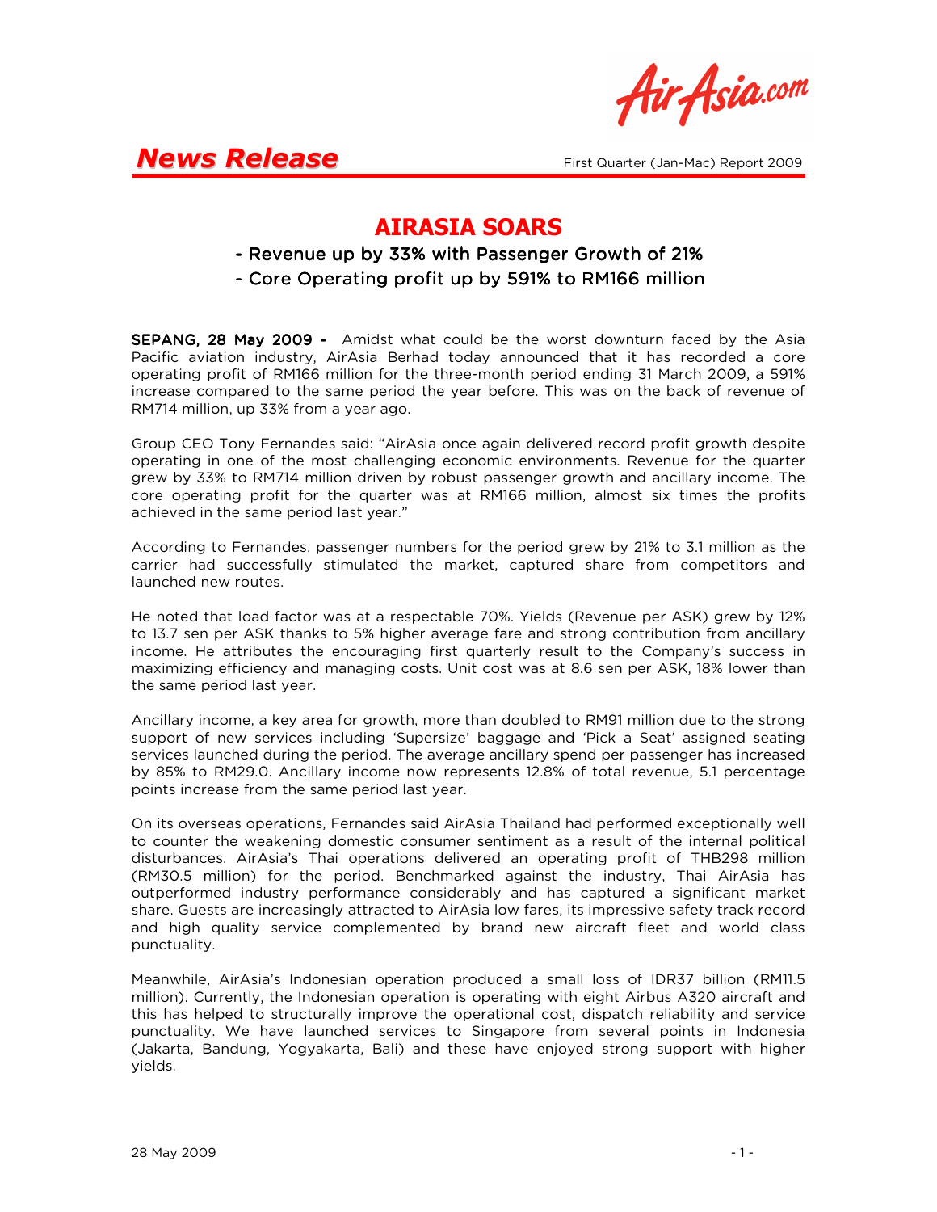**News Release**

First Quarter (Jan-Mac) Report 2009

# AIRASIA SOARS

## - Revenue up by 33% with Passenger Growth of 21%
## - Core Operating profit up by 591% to RM166 million

**SEPANG, 28 May 2009 -** Amidst what could be the worst downturn faced by the Asia Pacific aviation industry, AirAsia Berhad today announced that it has recorded a core operating profit of RM166 million for the three-month period ending 31 March 2009, a 591% increase compared to the same period the year before. This was on the back of revenue of RM714 million, up 33% from a year ago.

Group CEO Tony Fernandes said: "AirAsia once again delivered record profit growth despite operating in one of the most challenging economic environments. Revenue for the quarter grew by 33% to RM714 million driven by robust passenger growth and ancillary income. The core operating profit for the quarter was at RM166 million, almost six times the profits achieved in the same period last year."

According to Fernandes, passenger numbers for the period grew by 21% to 3.1 million as the carrier had successfully stimulated the market, captured share from competitors and launched new routes.

He noted that load factor was at a respectable 70%. Yields (Revenue per ASK) grew by 12% to 13.7 sen per ASK thanks to 5% higher average fare and strong contribution from ancillary income. He attributes the encouraging first quarterly result to the Company's success in maximizing efficiency and managing costs. Unit cost was at 8.6 sen per ASK, 18% lower than the same period last year.

Ancillary income, a key area for growth, more than doubled to RM91 million due to the strong support of new services including 'Supersize' baggage and 'Pick a Seat' assigned seating services launched during the period. The average ancillary spend per passenger has increased by 85% to RM29.0. Ancillary income now represents 12.8% of total revenue, 5.1 percentage points increase from the same period last year.

On its overseas operations, Fernandes said AirAsia Thailand had performed exceptionally well to counter the weakening domestic consumer sentiment as a result of the internal political disturbances. AirAsia's Thai operations delivered an operating profit of THB298 million (RM30.5 million) for the period. Benchmarked against the industry, Thai AirAsia has outperformed industry performance considerably and has captured a significant market share. Guests are increasingly attracted to AirAsia low fares, its impressive safety track record and high quality service complemented by brand new aircraft fleet and world class punctuality.

Meanwhile, AirAsia's Indonesian operation produced a small loss of IDR37 billion (RM11.5 million). Currently, the Indonesian operation is operating with eight Airbus A320 aircraft and this has helped to structurally improve the operational cost, dispatch reliability and service punctuality. We have launched services to Singapore from several points in Indonesia (Jakarta, Bandung, Yogyakarta, Bali) and these have enjoyed strong support with higher yields.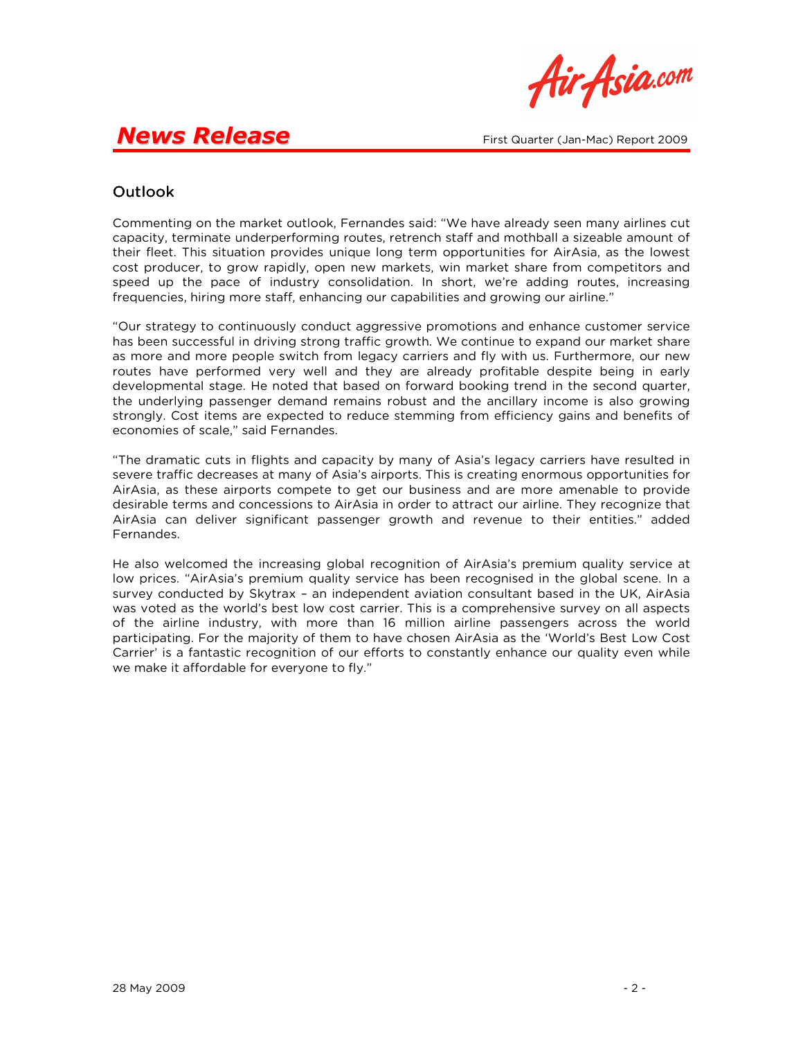## Outlook

Commenting on the market outlook, Fernandes said: "We have already seen many airlines cut capacity, terminate underperforming routes, retrench staff and mothball a sizeable amount of their fleet. This situation provides unique long term opportunities for AirAsia, as the lowest cost producer, to grow rapidly, open new markets, win market share from competitors and speed up the pace of industry consolidation. In short, we're adding routes, increasing frequencies, hiring more staff, enhancing our capabilities and growing our airline."

"Our strategy to continuously conduct aggressive promotions and enhance customer service has been successful in driving strong traffic growth. We continue to expand our market share as more and more people switch from legacy carriers and fly with us. Furthermore, our new routes have performed very well and they are already profitable despite being in early developmental stage. He noted that based on forward booking trend in the second quarter, the underlying passenger demand remains robust and the ancillary income is also growing strongly. Cost items are expected to reduce stemming from efficiency gains and benefits of economies of scale," said Fernandes.

"The dramatic cuts in flights and capacity by many of Asia's legacy carriers have resulted in severe traffic decreases at many of Asia's airports. This is creating enormous opportunities for AirAsia, as these airports compete to get our business and are more amenable to provide desirable terms and concessions to AirAsia in order to attract our airline. They recognize that AirAsia can deliver significant passenger growth and revenue to their entities." added Fernandes.

He also welcomed the increasing global recognition of AirAsia's premium quality service at low prices. "AirAsia's premium quality service has been recognised in the global scene. In a survey conducted by Skytrax – an independent aviation consultant based in the UK, AirAsia was voted as the world's best low cost carrier. This is a comprehensive survey on all aspects of the airline industry, with more than 16 million airline passengers across the world participating. For the majority of them to have chosen AirAsia as the 'World's Best Low Cost Carrier' is a fantastic recognition of our efforts to constantly enhance our quality even while we make it affordable for everyone to fly."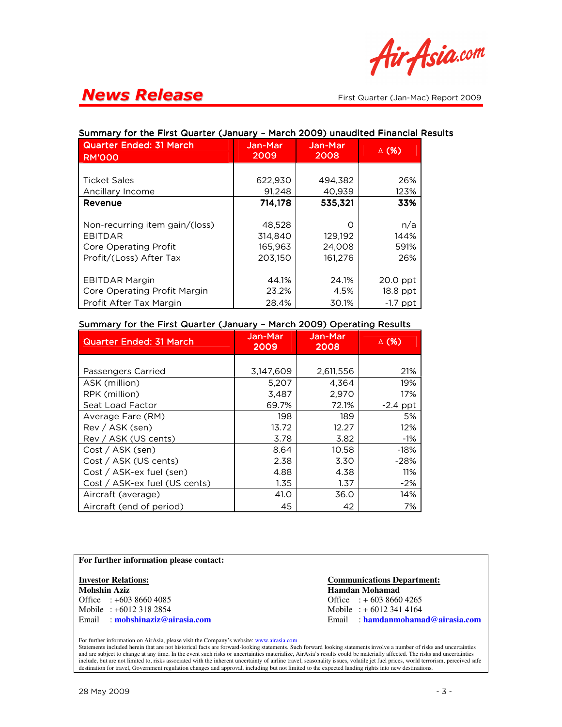## News Release

First Quarter (Jan-Mac) Report 2009

### Summary for the First Quarter (January – March 2009) unaudited Financial Results

| Quarter Ended: 31 March RM'000 | Jan-Mar 2009 | Jan-Mar 2008 | Δ (%) |
|---|---|---|---|
| Ticket Sales | 622,930 | 494,382 | 26% |
| Ancillary Income | 91,248 | 40,939 | 123% |
| **Revenue** | **714,178** | **535,321** | **33%** |
| Non-recurring item gain/(loss) | 48,528 | 0 | n/a |
| EBITDAR | 314,840 | 129,192 | 144% |
| Core Operating Profit | 165,963 | 24,008 | 591% |
| Profit/(Loss) After Tax | 203,150 | 161,276 | 26% |
| EBITDAR Margin | 44.1% | 24.1% | 20.0 ppt |
| Core Operating Profit Margin | 23.2% | 4.5% | 18.8 ppt |
| Profit After Tax Margin | 28.4% | 30.1% | -1.7 ppt |

### Summary for the First Quarter (January – March 2009) Operating Results

| Quarter Ended: 31 March | Jan-Mar 2009 | Jan-Mar 2008 | Δ (%) |
|---|---|---|---|
| Passengers Carried | 3,147,609 | 2,611,556 | 21% |
| ASK (million) | 5,207 | 4,364 | 19% |
| RPK (million) | 3,487 | 2,970 | 17% |
| Seat Load Factor | 69.7% | 72.1% | -2.4 ppt |
| Average Fare (RM) | 198 | 189 | 5% |
| Rev / ASK (sen) | 13.72 | 12.27 | 12% |
| Rev / ASK (US cents) | 3.78 | 3.82 | -1% |
| Cost / ASK (sen) | 8.64 | 10.58 | -18% |
| Cost / ASK (US cents) | 2.38 | 3.30 | -28% |
| Cost / ASK-ex fuel (sen) | 4.88 | 4.38 | 11% |
| Cost / ASK-ex fuel (US cents) | 1.35 | 1.37 | -2% |
| Aircraft (average) | 41.0 | 36.0 | 14% |
| Aircraft (end of period) | 45 | 42 | 7% |

**For further information please contact:**

**Investor Relations:**
**Mohshin Aziz**
Office : +603 8660 4085
Mobile : +6012 318 2854
Email : **mohshinaziz@airasia.com**

**Communications Department:**
**Hamdan Mohamad**
Office : + 603 8660 4265
Mobile : + 6012 341 4164
Email : **hamdanmohamad@airasia.com**

For further information on AirAsia, please visit the Company's website: www.airasia.com
Statements included herein that are not historical facts are forward-looking statements. Such forward looking statements involve a number of risks and uncertainties and are subject to change at any time. In the event such risks or uncertainties materialize, AirAsia's results could be materially affected. The risks and uncertainties include, but are not limited to, risks associated with the inherent uncertainty of airline travel, seasonality issues, volatile jet fuel prices, world terrorism, perceived safe destination for travel, Government regulation changes and approval, including but not limited to the expected landing rights into new destinations.

28 May 2009